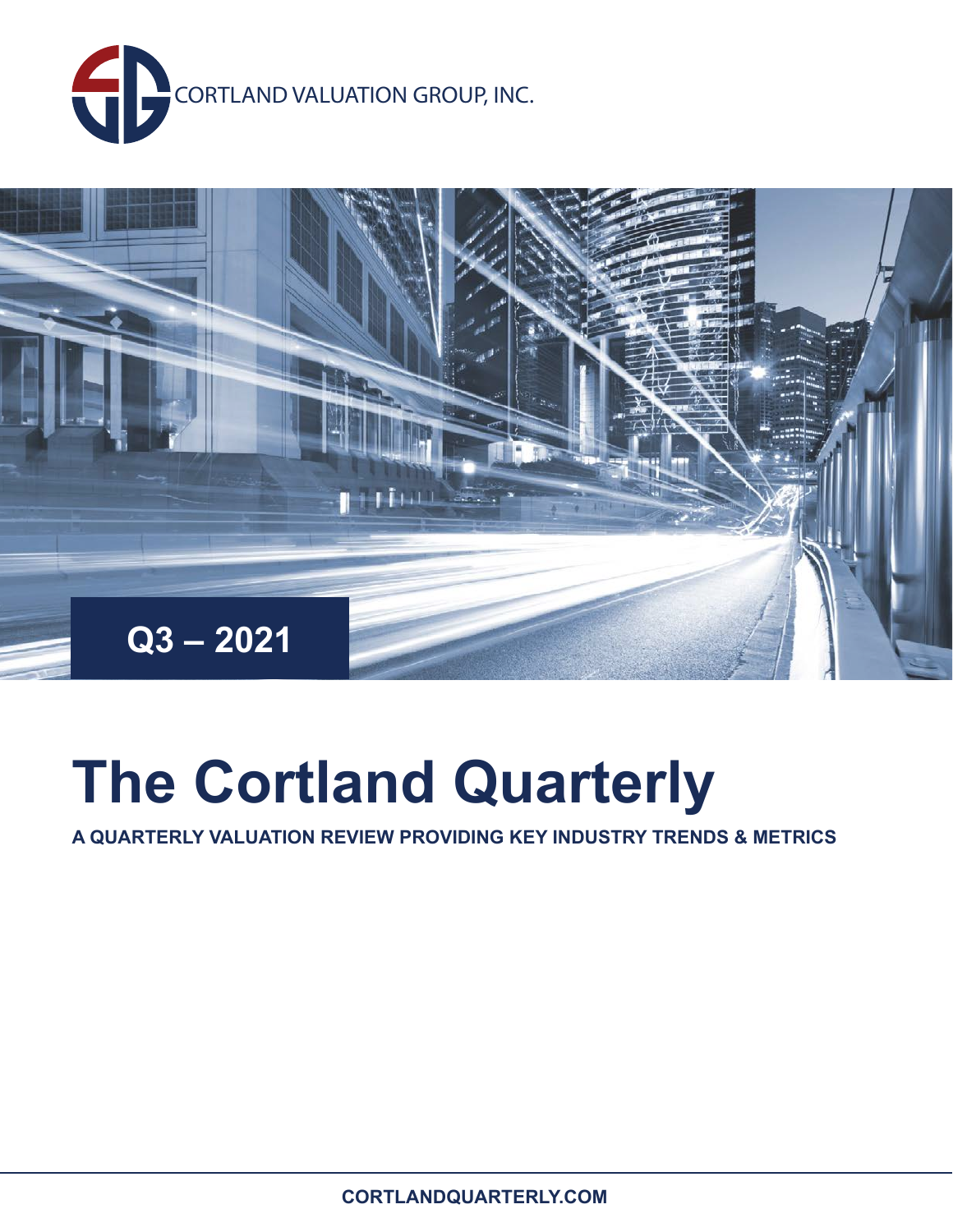CORTLAND VALUATION GROUP, INC.

Q3 – 2021

# The Cortland Quarterly

**A QUARTERLY VALUATION REVIEW PROVIDING KEY INDUSTRY TRENDS & METRICS**

**CORTLANDQUARTERLY.COM**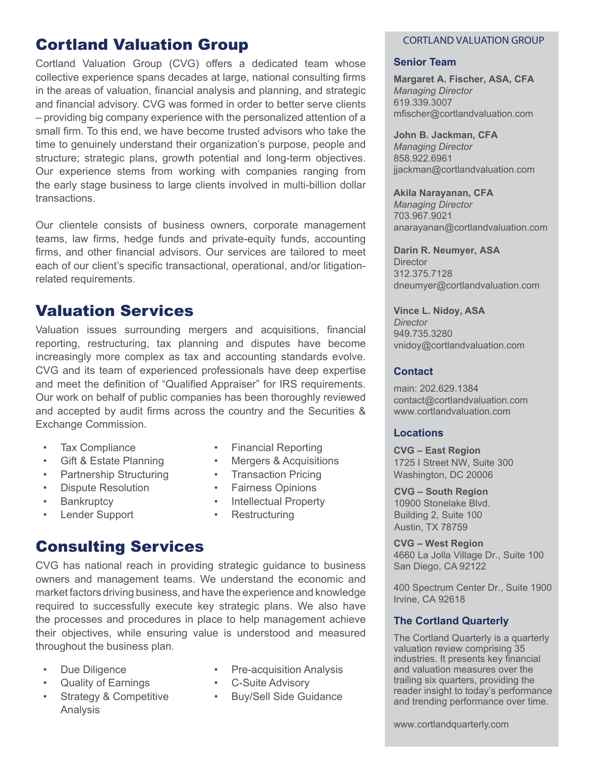# Cortland Valuation Group

Cortland Valuation Group (CVG) offers a dedicated team whose collective experience spans decades at large, national consulting firms in the areas of valuation, financial analysis and planning, and strategic and financial advisory. CVG was formed in order to better serve clients – providing big company experience with the personalized attention of a small firm. To this end, we have become trusted advisors who take the time to genuinely understand their organization's purpose, people and structure; strategic plans, growth potential and long-term objectives. Our experience stems from working with companies ranging from the early stage business to large clients involved in multi-billion dollar transactions.

Our clientele consists of business owners, corporate management teams, law firms, hedge funds and private-equity funds, accounting firms, and other financial advisors. Our services are tailored to meet each of our client's specific transactional, operational, and/or litigation-related requirements.

## Valuation Services

Valuation issues surrounding mergers and acquisitions, financial reporting, restructuring, tax planning and disputes have become increasingly more complex as tax and accounting standards evolve. CVG and its team of experienced professionals have deep expertise and meet the definition of "Qualified Appraiser" for IRS requirements. Our work on behalf of public companies has been thoroughly reviewed and accepted by audit firms across the country and the Securities & Exchange Commission.

- Tax Compliance
- Gift & Estate Planning
- Partnership Structuring
- Dispute Resolution
- Bankruptcy
- Lender Support
- Financial Reporting
- Mergers & Acquisitions
- Transaction Pricing
- Fairness Opinions
- Intellectual Property
- Restructuring

## Consulting Services

CVG has national reach in providing strategic guidance to business owners and management teams. We understand the economic and market factors driving business, and have the experience and knowledge required to successfully execute key strategic plans. We also have the processes and procedures in place to help management achieve their objectives, while ensuring value is understood and measured throughout the business plan.

- Due Diligence
- Quality of Earnings
- Strategy & Competitive Analysis
- Pre-acquisition Analysis
- C-Suite Advisory
- Buy/Sell Side Guidance

CORTLAND VALUATION GROUP

### Senior Team

**Margaret A. Fischer, ASA, CFA**
*Managing Director*
619.339.3007
mfischer@cortlandvaluation.com

**John B. Jackman, CFA**
*Managing Director*
858.922.6961
jjackman@cortlandvaluation.com

**Akila Narayanan, CFA**
*Managing Director*
703.967.9021
anarayanan@cortlandvaluation.com

**Darin R. Neumyer, ASA**
Director
312.375.7128
dneumyer@cortlandvaluation.com

**Vince L. Nidoy, ASA**
*Director*
949.735.3280
vnidoy@cortlandvaluation.com

### Contact

main: 202.629.1384
contact@cortlandvaluation.com
www.cortlandvaluation.com

### Locations

**CVG – East Region**
1725 I Street NW, Suite 300
Washington, DC 20006

**CVG – South Region**
10900 Stonelake Blvd.
Building 2, Suite 100
Austin, TX 78759

**CVG – West Region**
4660 La Jolla Village Dr., Suite 100
San Diego, CA 92122

400 Spectrum Center Dr., Suite 1900
Irvine, CA 92618

### The Cortland Quarterly

The Cortland Quarterly is a quarterly valuation review comprising 35 industries. It presents key financial and valuation measures over the trailing six quarters, providing the reader insight to today's performance and trending performance over time.

www.cortlandquarterly.com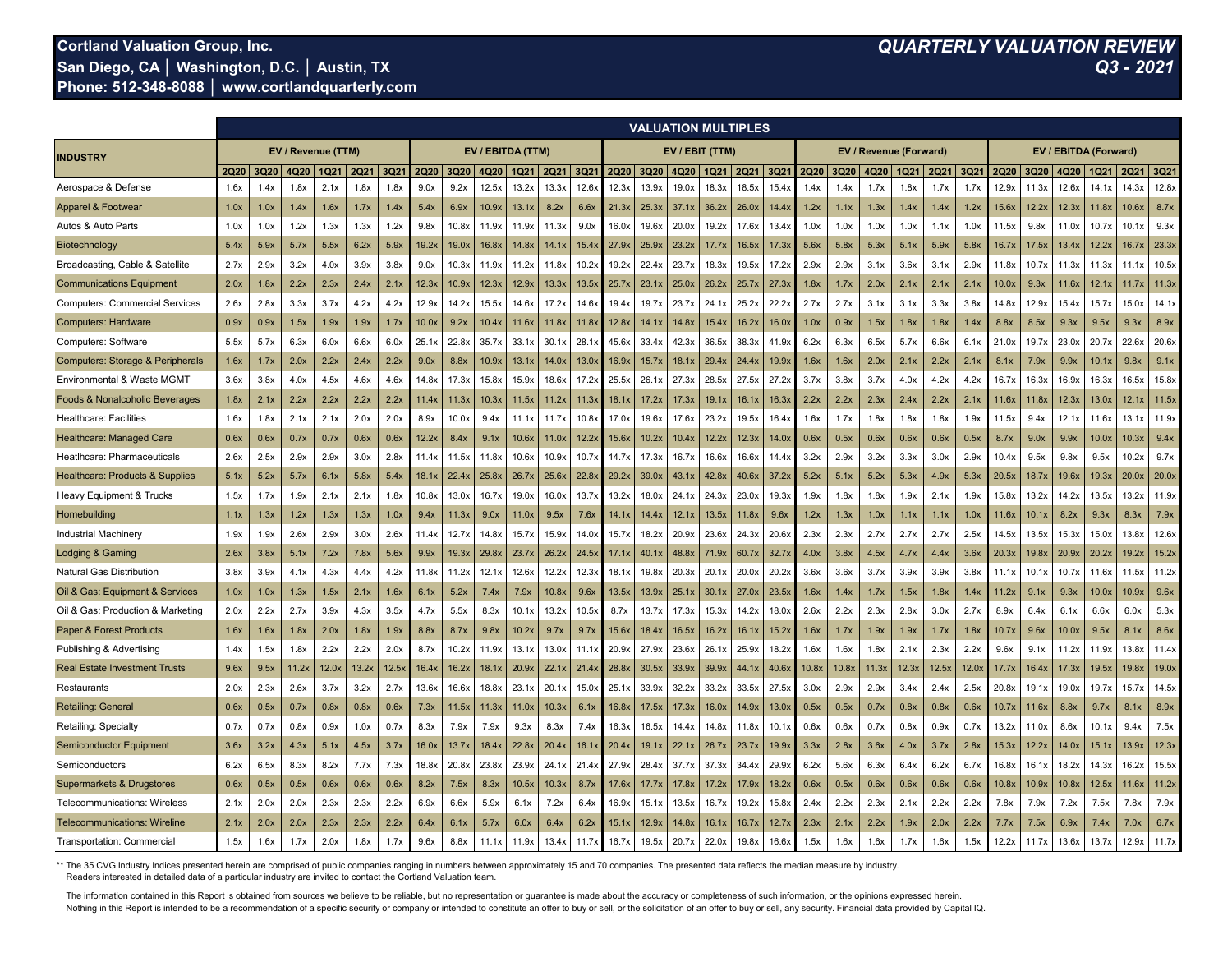**Cortland Valuation Group, Inc.**
**San Diego, CA │ Washington, D.C. │ Austin, TX**
**Phone: 512-348-8088 │ www.cortlandquarterly.com**

***QUARTERLY VALUATION REVIEW***
***Q3 - 2021***

| INDUSTRY | VALUATION MULTIPLES | | | | | | | | | | | | | | | | | | | | | | | | | | | | | |
|---|---|---|---|---|---|---|---|---|---|---|---|---|---|---|---|---|---|---|---|---|---|---|---|---|---|---|---|---|---|---|
| | EV / Revenue (TTM) | | | | | | EV / EBITDA (TTM) | | | | | | EV / EBIT (TTM) | | | | | | EV / Revenue (Forward) | | | | | | EV / EBITDA (Forward) | | | | | |
| | 2Q20 | 3Q20 | 4Q20 | 1Q21 | 2Q21 | 3Q21 | 2Q20 | 3Q20 | 4Q20 | 1Q21 | 2Q21 | 3Q21 | 2Q20 | 3Q20 | 4Q20 | 1Q21 | 2Q21 | 3Q21 | 2Q20 | 3Q20 | 4Q20 | 1Q21 | 2Q21 | 3Q21 | 2Q20 | 3Q20 | 4Q20 | 1Q21 | 2Q21 | 3Q21 |
| Aerospace & Defense | 1.6x | 1.4x | 1.8x | 2.1x | 1.8x | 1.8x | 9.0x | 9.2x | 12.5x | 13.2x | 13.3x | 12.6x | 12.3x | 13.9x | 19.0x | 18.3x | 18.5x | 15.4x | 1.4x | 1.4x | 1.7x | 1.8x | 1.7x | 1.7x | 12.9x | 11.3x | 12.6x | 14.1x | 14.3x | 12.8x |
| Apparel & Footwear | 1.0x | 1.0x | 1.4x | 1.6x | 1.7x | 1.4x | 5.4x | 6.9x | 10.9x | 13.1x | 8.2x | 6.6x | 21.3x | 25.3x | 37.1x | 36.2x | 26.0x | 14.4x | 1.2x | 1.1x | 1.3x | 1.4x | 1.4x | 1.2x | 15.6x | 12.2x | 12.3x | 11.8x | 10.6x | 8.7x |
| Autos & Auto Parts | 1.0x | 1.0x | 1.2x | 1.3x | 1.3x | 1.2x | 9.8x | 10.8x | 11.9x | 11.9x | 11.3x | 9.0x | 16.0x | 19.6x | 20.0x | 19.2x | 17.6x | 13.4x | 1.0x | 1.0x | 1.0x | 1.0x | 1.1x | 1.0x | 11.5x | 9.8x | 11.0x | 10.7x | 10.1x | 9.3x |
| Biotechnology | 5.4x | 5.9x | 5.7x | 5.5x | 6.2x | 5.9x | 19.2x | 19.0x | 16.8x | 14.8x | 14.1x | 15.4x | 27.9x | 25.9x | 23.2x | 17.7x | 16.5x | 17.3x | 5.6x | 5.8x | 5.3x | 5.1x | 5.9x | 5.8x | 16.7x | 17.5x | 13.4x | 12.2x | 16.7x | 23.3x |
| Broadcasting, Cable & Satellite | 2.7x | 2.9x | 3.2x | 4.0x | 3.9x | 3.8x | 9.0x | 10.3x | 11.9x | 11.2x | 11.8x | 10.2x | 19.2x | 22.4x | 23.7x | 18.3x | 19.5x | 17.2x | 2.9x | 2.9x | 3.1x | 3.6x | 3.1x | 2.9x | 11.8x | 10.7x | 11.3x | 11.3x | 11.1x | 10.5x |
| Communications Equipment | 2.0x | 1.8x | 2.2x | 2.3x | 2.4x | 2.1x | 12.3x | 10.9x | 12.3x | 12.9x | 13.3x | 13.5x | 25.7x | 23.1x | 25.0x | 26.2x | 25.7x | 27.3x | 1.8x | 1.7x | 2.0x | 2.1x | 2.1x | 2.1x | 10.0x | 9.3x | 11.6x | 12.1x | 11.7x | 11.3x |
| Computers: Commercial Services | 2.6x | 2.8x | 3.3x | 3.7x | 4.2x | 4.2x | 12.9x | 14.2x | 15.5x | 14.6x | 17.2x | 14.6x | 19.4x | 19.7x | 23.7x | 24.1x | 25.2x | 22.2x | 2.7x | 2.7x | 3.1x | 3.1x | 3.3x | 3.8x | 14.8x | 12.9x | 15.4x | 15.7x | 15.0x | 14.1x |
| Computers: Hardware | 0.9x | 0.9x | 1.5x | 1.9x | 1.9x | 1.7x | 10.0x | 9.2x | 10.4x | 11.6x | 11.8x | 11.8x | 12.8x | 14.1x | 14.8x | 15.4x | 16.2x | 16.0x | 1.0x | 0.9x | 1.5x | 1.8x | 1.8x | 1.4x | 8.8x | 8.5x | 9.3x | 9.5x | 9.3x | 8.9x |
| Computers: Software | 5.5x | 5.7x | 6.3x | 6.0x | 6.6x | 6.0x | 25.1x | 22.8x | 35.7x | 33.1x | 30.1x | 28.1x | 45.6x | 33.4x | 42.3x | 36.5x | 38.3x | 41.9x | 6.2x | 6.3x | 6.5x | 5.7x | 6.6x | 6.1x | 21.0x | 19.7x | 23.0x | 20.7x | 22.6x | 20.6x |
| Computers: Storage & Peripherals | 1.6x | 1.7x | 2.0x | 2.2x | 2.4x | 2.2x | 9.0x | 8.8x | 10.9x | 13.1x | 14.0x | 13.0x | 16.9x | 15.7x | 18.1x | 29.4x | 24.4x | 19.9x | 1.6x | 1.6x | 2.0x | 2.1x | 2.2x | 2.1x | 8.1x | 7.9x | 9.9x | 10.1x | 9.8x | 9.1x |
| Environmental & Waste MGMT | 3.6x | 3.8x | 4.0x | 4.5x | 4.6x | 4.6x | 14.8x | 17.3x | 15.8x | 15.9x | 18.6x | 17.2x | 25.5x | 26.1x | 27.3x | 28.5x | 27.5x | 27.2x | 3.7x | 3.8x | 3.7x | 4.0x | 4.2x | 4.2x | 16.7x | 16.3x | 16.9x | 16.3x | 16.5x | 15.8x |
| Foods & Nonalcoholic Beverages | 1.8x | 2.1x | 2.2x | 2.2x | 2.2x | 2.2x | 11.4x | 11.3x | 10.3x | 11.5x | 11.2x | 11.3x | 18.1x | 17.2x | 17.3x | 19.1x | 16.1x | 16.3x | 2.2x | 2.2x | 2.3x | 2.4x | 2.2x | 2.1x | 11.6x | 11.8x | 12.3x | 13.0x | 12.1x | 11.5x |
| Healthcare: Facilities | 1.6x | 1.8x | 2.1x | 2.1x | 2.0x | 2.0x | 8.9x | 10.0x | 9.4x | 11.1x | 11.7x | 10.8x | 17.0x | 19.6x | 17.6x | 23.2x | 19.5x | 16.4x | 1.6x | 1.7x | 1.8x | 1.8x | 1.8x | 1.9x | 11.5x | 9.4x | 12.1x | 11.6x | 13.1x | 11.9x |
| Healthcare: Managed Care | 0.6x | 0.6x | 0.7x | 0.7x | 0.6x | 0.6x | 12.2x | 8.4x | 9.1x | 10.6x | 11.0x | 12.2x | 15.6x | 10.2x | 10.4x | 12.2x | 12.3x | 14.0x | 0.6x | 0.5x | 0.6x | 0.6x | 0.6x | 0.5x | 8.7x | 9.0x | 9.9x | 10.0x | 10.3x | 9.4x |
| Heatlhcare: Pharmaceuticals | 2.6x | 2.5x | 2.9x | 2.9x | 3.0x | 2.8x | 11.4x | 11.5x | 11.8x | 10.6x | 10.9x | 10.7x | 14.7x | 17.3x | 16.7x | 16.6x | 16.6x | 14.4x | 3.2x | 2.9x | 3.2x | 3.3x | 3.0x | 2.9x | 10.4x | 9.5x | 9.8x | 9.5x | 10.2x | 9.7x |
| Healthcare: Products & Supplies | 5.1x | 5.2x | 5.7x | 6.1x | 5.8x | 5.4x | 18.1x | 22.4x | 25.8x | 26.7x | 25.6x | 22.8x | 29.2x | 39.0x | 43.1x | 42.8x | 40.6x | 37.2x | 5.2x | 5.1x | 5.2x | 5.3x | 4.9x | 5.3x | 20.5x | 18.7x | 19.6x | 19.3x | 20.0x | 20.0x |
| Heavy Equipment & Trucks | 1.5x | 1.7x | 1.9x | 2.1x | 2.1x | 1.8x | 10.8x | 13.0x | 16.7x | 19.0x | 16.0x | 13.7x | 13.2x | 18.0x | 24.1x | 24.3x | 23.0x | 19.3x | 1.9x | 1.8x | 1.8x | 1.9x | 2.1x | 1.9x | 15.8x | 13.2x | 14.2x | 13.5x | 13.2x | 11.9x |
| Homebuilding | 1.1x | 1.3x | 1.2x | 1.3x | 1.3x | 1.0x | 9.4x | 11.3x | 9.0x | 11.0x | 9.5x | 7.6x | 14.1x | 14.4x | 12.1x | 13.5x | 11.8x | 9.6x | 1.2x | 1.3x | 1.0x | 1.1x | 1.1x | 1.0x | 11.6x | 10.1x | 8.2x | 9.3x | 8.3x | 7.9x |
| Industrial Machinery | 1.9x | 1.9x | 2.6x | 2.9x | 3.0x | 2.6x | 11.4x | 12.7x | 14.8x | 15.7x | 15.9x | 14.0x | 15.7x | 18.2x | 20.9x | 23.6x | 24.3x | 20.6x | 2.3x | 2.3x | 2.7x | 2.7x | 2.7x | 2.5x | 14.5x | 13.5x | 15.3x | 15.0x | 13.8x | 12.6x |
| Lodging & Gaming | 2.6x | 3.8x | 5.1x | 7.2x | 7.8x | 5.6x | 9.9x | 19.3x | 29.8x | 23.7x | 26.2x | 24.5x | 17.1x | 40.1x | 48.8x | 71.9x | 60.7x | 32.7x | 4.0x | 3.8x | 4.5x | 4.7x | 4.4x | 3.6x | 20.3x | 19.8x | 20.9x | 20.2x | 19.2x | 15.2x |
| Natural Gas Distribution | 3.8x | 3.9x | 4.1x | 4.3x | 4.4x | 4.2x | 11.8x | 11.2x | 12.1x | 12.6x | 12.2x | 12.3x | 18.1x | 19.8x | 20.3x | 20.1x | 20.0x | 20.2x | 3.6x | 3.6x | 3.7x | 3.9x | 3.9x | 3.8x | 11.1x | 10.1x | 10.7x | 11.6x | 11.5x | 11.2x |
| Oil & Gas: Equipment & Services | 1.0x | 1.0x | 1.3x | 1.5x | 2.1x | 1.6x | 6.1x | 5.2x | 7.4x | 7.9x | 10.8x | 9.6x | 13.5x | 13.9x | 25.1x | 30.1x | 27.0x | 23.5x | 1.6x | 1.4x | 1.7x | 1.5x | 1.8x | 1.4x | 11.2x | 9.1x | 9.3x | 10.0x | 10.9x | 9.6x |
| Oil & Gas: Production & Marketing | 2.0x | 2.2x | 2.7x | 3.9x | 4.3x | 3.5x | 4.7x | 5.5x | 8.3x | 10.1x | 13.2x | 10.5x | 8.7x | 13.7x | 17.3x | 15.3x | 14.2x | 18.0x | 2.6x | 2.2x | 2.3x | 2.8x | 3.0x | 2.7x | 8.9x | 6.4x | 6.1x | 6.6x | 6.0x | 5.3x |
| Paper & Forest Products | 1.6x | 1.6x | 1.8x | 2.0x | 1.8x | 1.9x | 8.8x | 8.7x | 9.8x | 10.2x | 9.7x | 9.7x | 15.6x | 18.4x | 16.5x | 16.2x | 16.1x | 15.2x | 1.6x | 1.7x | 1.9x | 1.9x | 1.7x | 1.8x | 10.7x | 9.6x | 10.0x | 9.5x | 8.1x | 8.6x |
| Publishing & Advertising | 1.4x | 1.5x | 1.8x | 2.2x | 2.2x | 2.0x | 8.7x | 10.2x | 11.9x | 13.1x | 13.0x | 11.1x | 20.9x | 27.9x | 23.6x | 26.1x | 25.9x | 18.2x | 1.6x | 1.6x | 1.8x | 2.1x | 2.3x | 2.2x | 9.6x | 9.1x | 11.2x | 11.9x | 13.8x | 11.4x |
| Real Estate Investment Trusts | 9.6x | 9.5x | 11.2x | 12.0x | 13.2x | 12.5x | 16.4x | 16.2x | 18.1x | 20.9x | 22.1x | 21.4x | 28.8x | 30.5x | 33.9x | 39.9x | 44.1x | 40.6x | 10.8x | 10.8x | 11.3x | 12.3x | 12.5x | 12.0x | 17.7x | 16.4x | 17.3x | 19.5x | 19.8x | 19.0x |
| Restaurants | 2.0x | 2.3x | 2.6x | 3.7x | 3.2x | 2.7x | 13.6x | 16.6x | 18.8x | 23.1x | 20.1x | 15.0x | 25.1x | 33.9x | 32.2x | 33.2x | 33.5x | 27.5x | 3.0x | 2.9x | 2.9x | 3.4x | 2.4x | 2.5x | 20.8x | 19.1x | 19.0x | 19.7x | 15.7x | 14.5x |
| Retailing: General | 0.6x | 0.5x | 0.7x | 0.8x | 0.8x | 0.6x | 7.3x | 11.5x | 11.3x | 11.0x | 10.3x | 6.1x | 16.8x | 17.5x | 17.3x | 16.0x | 14.9x | 13.0x | 0.5x | 0.5x | 0.7x | 0.8x | 0.8x | 0.6x | 10.7x | 11.6x | 8.8x | 9.7x | 8.1x | 8.9x |
| Retailing: Specialty | 0.7x | 0.7x | 0.8x | 0.9x | 1.0x | 0.7x | 8.3x | 7.9x | 7.9x | 9.3x | 8.3x | 7.4x | 16.3x | 16.5x | 14.4x | 14.8x | 11.8x | 10.1x | 0.6x | 0.6x | 0.7x | 0.8x | 0.9x | 0.7x | 13.2x | 11.0x | 8.6x | 10.1x | 9.4x | 7.5x |
| Semiconductor Equipment | 3.6x | 3.2x | 4.3x | 5.1x | 4.5x | 3.7x | 16.0x | 13.7x | 18.4x | 22.8x | 20.4x | 16.1x | 20.4x | 19.1x | 22.1x | 26.7x | 23.7x | 19.9x | 3.3x | 2.8x | 3.6x | 4.0x | 3.7x | 2.8x | 15.3x | 12.2x | 14.0x | 15.1x | 13.9x | 12.3x |
| Semiconductors | 6.2x | 6.5x | 8.3x | 8.2x | 7.7x | 7.3x | 18.8x | 20.8x | 23.8x | 23.9x | 24.1x | 21.4x | 27.9x | 28.4x | 37.7x | 37.3x | 34.4x | 29.9x | 6.2x | 5.6x | 6.3x | 6.4x | 6.2x | 6.7x | 16.8x | 16.1x | 18.2x | 14.3x | 16.2x | 15.5x |
| Supermarkets & Drugstores | 0.6x | 0.5x | 0.5x | 0.6x | 0.6x | 0.6x | 8.2x | 7.5x | 8.3x | 10.5x | 10.3x | 8.7x | 17.6x | 17.7x | 17.8x | 17.2x | 17.9x | 18.2x | 0.6x | 0.5x | 0.6x | 0.6x | 0.6x | 0.6x | 10.8x | 10.9x | 10.8x | 12.5x | 11.6x | 11.2x |
| Telecommunications: Wireless | 2.1x | 2.0x | 2.0x | 2.3x | 2.3x | 2.2x | 6.9x | 6.6x | 5.9x | 6.1x | 7.2x | 6.4x | 16.9x | 15.1x | 13.5x | 16.7x | 19.2x | 15.8x | 2.4x | 2.2x | 2.3x | 2.1x | 2.2x | 2.2x | 7.8x | 7.9x | 7.2x | 7.5x | 7.8x | 7.9x |
| Telecommunications: Wireline | 2.1x | 2.0x | 2.0x | 2.3x | 2.3x | 2.2x | 6.4x | 6.1x | 5.7x | 6.0x | 6.4x | 6.2x | 15.1x | 12.9x | 14.8x | 16.1x | 16.7x | 12.7x | 2.3x | 2.1x | 2.2x | 1.9x | 2.0x | 2.2x | 7.7x | 7.5x | 6.9x | 7.4x | 7.0x | 6.7x |
| Transportation: Commercial | 1.5x | 1.6x | 1.7x | 2.0x | 1.8x | 1.7x | 9.6x | 8.8x | 11.1x | 11.9x | 13.4x | 11.7x | 16.7x | 19.5x | 20.7x | 22.0x | 19.8x | 16.6x | 1.5x | 1.6x | 1.6x | 1.7x | 1.6x | 1.5x | 12.2x | 11.7x | 13.6x | 13.7x | 12.9x | 11.7x |

** The 35 CVG Industry Indices presented herein are comprised of public companies ranging in numbers between approximately 15 and 70 companies. The presented data reflects the median measure by industry. Readers interested in detailed data of a particular industry are invited to contact the Cortland Valuation team.

The information contained in this Report is obtained from sources we believe to be reliable, but no representation or guarantee is made about the accuracy or completeness of such information, or the opinions expressed herein. Nothing in this Report is intended to be a recommendation of a specific security or company or intended to constitute an offer to buy or sell, or the solicitation of an offer to buy or sell, any security. Financial data provided by Capital IQ.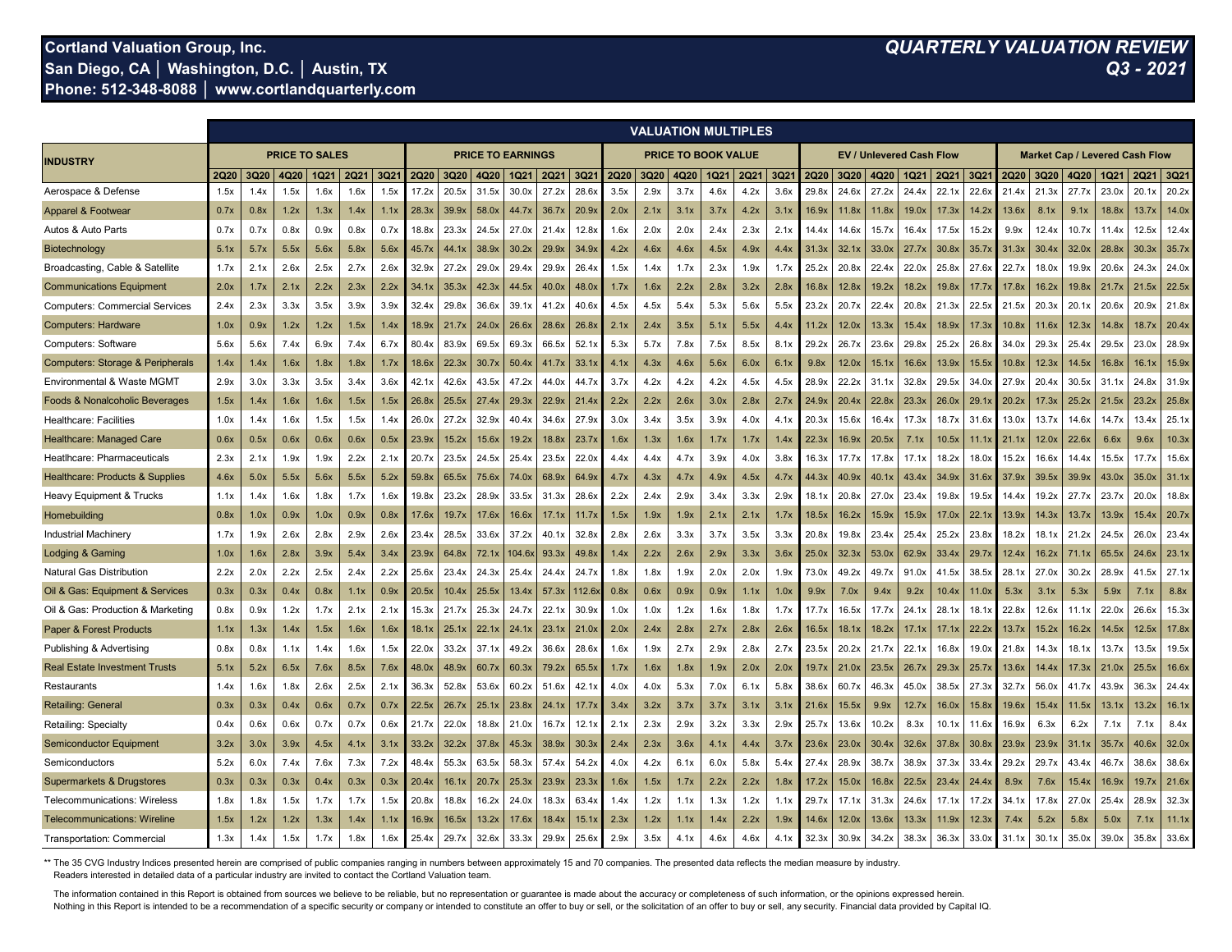**Cortland Valuation Group, Inc.**
**San Diego, CA │ Washington, D.C. │ Austin, TX**
**Phone: 512-348-8088 │ www.cortlandquarterly.com**

***QUARTERLY VALUATION REVIEW***
***Q3 - 2021***

## VALUATION MULTIPLES

| INDUSTRY | PRICE TO SALES | | | | | | PRICE TO EARNINGS | | | | | | PRICE TO BOOK VALUE | | | | | | EV / Unlevered Cash Flow | | | | | | Market Cap / Levered Cash Flow | | | | | |
|---|---|---|---|---|---|---|---|---|---|---|---|---|---|---|---|---|---|---|---|---|---|---|---|---|---|---|---|---|---|---|
| | 2Q20 | 3Q20 | 4Q20 | 1Q21 | 2Q21 | 3Q21 | 2Q20 | 3Q20 | 4Q20 | 1Q21 | 2Q21 | 3Q21 | 2Q20 | 3Q20 | 4Q20 | 1Q21 | 2Q21 | 3Q21 | 2Q20 | 3Q20 | 4Q20 | 1Q21 | 2Q21 | 3Q21 | 2Q20 | 3Q20 | 4Q20 | 1Q21 | 2Q21 | 3Q21 |
| Aerospace & Defense | 1.5x | 1.4x | 1.5x | 1.6x | 1.6x | 1.5x | 17.2x | 20.5x | 31.5x | 30.0x | 27.2x | 28.6x | 3.5x | 2.9x | 3.7x | 4.6x | 4.2x | 3.6x | 29.8x | 24.6x | 27.2x | 24.4x | 22.1x | 22.6x | 21.4x | 21.3x | 27.7x | 23.0x | 20.1x | 20.2x |
| Apparel & Footwear | 0.7x | 0.8x | 1.2x | 1.3x | 1.4x | 1.1x | 28.3x | 39.9x | 58.0x | 44.7x | 36.7x | 20.9x | 2.0x | 2.1x | 3.1x | 3.7x | 4.2x | 3.1x | 16.9x | 11.8x | 11.8x | 19.0x | 17.3x | 14.2x | 13.6x | 8.1x | 9.1x | 18.8x | 13.7x | 14.0x |
| Autos & Auto Parts | 0.7x | 0.7x | 0.8x | 0.9x | 0.8x | 0.7x | 18.8x | 23.3x | 24.5x | 27.0x | 21.4x | 12.8x | 1.6x | 2.0x | 2.0x | 2.4x | 2.3x | 2.1x | 14.4x | 14.6x | 15.7x | 16.4x | 17.5x | 15.2x | 9.9x | 12.4x | 10.7x | 11.4x | 12.5x | 12.4x |
| Biotechnology | 5.1x | 5.7x | 5.5x | 5.6x | 5.8x | 5.6x | 45.7x | 44.1x | 38.9x | 30.2x | 29.9x | 34.9x | 4.2x | 4.6x | 4.6x | 4.5x | 4.9x | 4.4x | 31.3x | 32.1x | 33.0x | 27.7x | 30.8x | 35.7x | 31.3x | 30.4x | 32.0x | 28.8x | 30.3x | 35.7x |
| Broadcasting, Cable & Satellite | 1.7x | 2.1x | 2.6x | 2.5x | 2.7x | 2.6x | 32.9x | 27.2x | 29.0x | 29.4x | 29.9x | 26.4x | 1.5x | 1.4x | 1.7x | 2.3x | 1.9x | 1.7x | 25.2x | 20.8x | 22.4x | 22.0x | 25.8x | 27.6x | 22.7x | 18.0x | 19.9x | 20.6x | 24.3x | 24.0x |
| Communications Equipment | 2.0x | 1.7x | 2.1x | 2.2x | 2.3x | 2.2x | 34.1x | 35.3x | 42.3x | 44.5x | 40.0x | 48.0x | 1.7x | 1.6x | 2.2x | 2.8x | 3.2x | 2.8x | 16.8x | 12.8x | 19.2x | 18.2x | 19.8x | 17.7x | 17.8x | 16.2x | 19.8x | 21.7x | 21.5x | 22.5x |
| Computers: Commercial Services | 2.4x | 2.3x | 3.3x | 3.5x | 3.9x | 3.9x | 32.4x | 29.8x | 36.6x | 39.1x | 41.2x | 40.6x | 4.5x | 4.5x | 5.4x | 5.3x | 5.6x | 5.5x | 23.2x | 20.7x | 22.4x | 20.8x | 21.3x | 22.5x | 21.5x | 20.3x | 20.1x | 20.6x | 20.9x | 21.8x |
| Computers: Hardware | 1.0x | 0.9x | 1.2x | 1.2x | 1.5x | 1.4x | 18.9x | 21.7x | 24.0x | 26.6x | 28.6x | 26.8x | 2.1x | 2.4x | 3.5x | 5.1x | 5.5x | 4.4x | 11.2x | 12.0x | 13.3x | 15.4x | 18.9x | 17.3x | 10.8x | 11.6x | 12.3x | 14.8x | 18.7x | 20.4x |
| Computers: Software | 5.6x | 5.6x | 7.4x | 6.9x | 7.4x | 6.7x | 80.4x | 83.9x | 69.5x | 69.3x | 66.5x | 52.1x | 5.3x | 5.7x | 7.8x | 7.5x | 8.5x | 8.1x | 29.2x | 26.7x | 23.6x | 29.8x | 25.2x | 26.8x | 34.0x | 29.3x | 25.4x | 29.5x | 23.0x | 28.9x |
| Computers: Storage & Peripherals | 1.4x | 1.4x | 1.6x | 1.8x | 1.8x | 1.7x | 18.6x | 22.3x | 30.7x | 50.4x | 41.7x | 33.1x | 4.1x | 4.3x | 4.6x | 5.6x | 6.0x | 6.1x | 9.8x | 12.0x | 15.1x | 16.6x | 13.9x | 15.5x | 10.8x | 12.3x | 14.5x | 16.8x | 16.1x | 15.9x |
| Environmental & Waste MGMT | 2.9x | 3.0x | 3.3x | 3.5x | 3.4x | 3.6x | 42.1x | 42.6x | 43.5x | 47.2x | 44.0x | 44.7x | 3.7x | 4.2x | 4.2x | 4.2x | 4.5x | 4.5x | 28.9x | 22.2x | 31.1x | 32.8x | 29.5x | 34.0x | 27.9x | 20.4x | 30.5x | 31.1x | 24.8x | 31.9x |
| Foods & Nonalcoholic Beverages | 1.5x | 1.4x | 1.6x | 1.6x | 1.5x | 1.5x | 26.8x | 25.5x | 27.4x | 29.3x | 22.9x | 21.4x | 2.2x | 2.2x | 2.6x | 3.0x | 2.8x | 2.7x | 24.9x | 20.4x | 22.8x | 23.3x | 26.0x | 29.1x | 20.2x | 17.3x | 25.2x | 21.5x | 23.2x | 25.8x |
| Healthcare: Facilities | 1.0x | 1.4x | 1.6x | 1.5x | 1.5x | 1.4x | 26.0x | 27.2x | 32.9x | 40.4x | 34.6x | 27.9x | 3.0x | 3.4x | 3.5x | 3.9x | 4.0x | 4.1x | 20.3x | 15.6x | 16.4x | 17.3x | 18.7x | 31.6x | 13.0x | 13.7x | 14.6x | 14.7x | 13.4x | 25.1x |
| Healthcare: Managed Care | 0.6x | 0.5x | 0.6x | 0.6x | 0.6x | 0.5x | 23.9x | 15.2x | 15.6x | 19.2x | 18.8x | 23.7x | 1.6x | 1.3x | 1.6x | 1.7x | 1.7x | 1.4x | 22.3x | 16.9x | 20.5x | 7.1x | 10.5x | 11.1x | 21.1x | 12.0x | 22.6x | 6.6x | 9.6x | 10.3x |
| Heatlhcare: Pharmaceuticals | 2.3x | 2.1x | 1.9x | 1.9x | 2.2x | 2.1x | 20.7x | 23.5x | 24.5x | 25.4x | 23.5x | 22.0x | 4.4x | 4.4x | 4.7x | 3.9x | 4.0x | 3.8x | 16.3x | 17.7x | 17.8x | 17.1x | 18.2x | 18.0x | 15.2x | 16.6x | 14.4x | 15.5x | 17.7x | 15.6x |
| Healthcare: Products & Supplies | 4.6x | 5.0x | 5.5x | 5.6x | 5.5x | 5.2x | 59.8x | 65.5x | 75.6x | 74.0x | 68.9x | 64.9x | 4.7x | 4.3x | 4.7x | 4.9x | 4.5x | 4.7x | 44.3x | 40.9x | 40.1x | 43.4x | 34.9x | 31.6x | 37.9x | 39.5x | 39.9x | 43.0x | 35.0x | 31.1x |
| Heavy Equipment & Trucks | 1.1x | 1.4x | 1.6x | 1.8x | 1.7x | 1.6x | 19.8x | 23.2x | 28.9x | 33.5x | 31.3x | 28.6x | 2.2x | 2.4x | 2.9x | 3.4x | 3.3x | 2.9x | 18.1x | 20.8x | 27.0x | 23.4x | 19.8x | 19.5x | 14.4x | 19.2x | 27.7x | 23.7x | 20.0x | 18.8x |
| Homebuilding | 0.8x | 1.0x | 0.9x | 1.0x | 0.9x | 0.8x | 17.6x | 19.7x | 17.6x | 16.6x | 17.1x | 11.7x | 1.5x | 1.9x | 1.9x | 2.1x | 2.1x | 1.7x | 18.5x | 16.2x | 15.9x | 15.9x | 17.0x | 22.1x | 13.9x | 14.3x | 13.7x | 13.9x | 15.4x | 20.7x |
| Industrial Machinery | 1.7x | 1.9x | 2.6x | 2.8x | 2.9x | 2.6x | 23.4x | 28.5x | 33.6x | 37.2x | 40.1x | 32.8x | 2.8x | 2.6x | 3.3x | 3.7x | 3.5x | 3.3x | 20.8x | 19.8x | 23.4x | 25.4x | 25.2x | 23.8x | 18.2x | 18.1x | 21.2x | 24.5x | 26.0x | 23.4x |
| Lodging & Gaming | 1.0x | 1.6x | 2.8x | 3.9x | 5.4x | 3.4x | 23.9x | 64.8x | 72.1x | 104.6x | 93.3x | 49.8x | 1.4x | 2.2x | 2.6x | 2.9x | 3.3x | 3.6x | 25.0x | 32.3x | 53.0x | 62.9x | 33.4x | 29.7x | 12.4x | 16.2x | 71.1x | 65.5x | 24.6x | 23.1x |
| Natural Gas Distribution | 2.2x | 2.0x | 2.2x | 2.5x | 2.4x | 2.2x | 25.6x | 23.4x | 24.3x | 25.4x | 24.4x | 24.7x | 1.8x | 1.8x | 1.9x | 2.0x | 2.0x | 1.9x | 73.0x | 49.2x | 49.7x | 91.0x | 41.5x | 38.5x | 28.1x | 27.0x | 30.2x | 28.9x | 41.5x | 27.1x |
| Oil & Gas: Equipment & Services | 0.3x | 0.3x | 0.4x | 0.8x | 1.1x | 0.9x | 20.5x | 10.4x | 25.5x | 13.4x | 57.3x | 112.6x | 0.8x | 0.6x | 0.9x | 0.9x | 1.1x | 1.0x | 9.9x | 7.0x | 9.4x | 9.2x | 10.4x | 11.0x | 5.3x | 3.1x | 5.3x | 5.9x | 7.1x | 8.8x |
| Oil & Gas: Production & Marketing | 0.8x | 0.9x | 1.2x | 1.7x | 2.1x | 2.1x | 15.3x | 21.7x | 25.3x | 24.7x | 22.1x | 30.9x | 1.0x | 1.0x | 1.2x | 1.6x | 1.8x | 1.7x | 17.7x | 16.5x | 17.7x | 24.1x | 28.1x | 18.1x | 22.8x | 12.6x | 11.1x | 22.0x | 26.6x | 15.3x |
| Paper & Forest Products | 1.1x | 1.3x | 1.4x | 1.5x | 1.6x | 1.6x | 18.1x | 25.1x | 22.1x | 24.1x | 23.1x | 21.0x | 2.0x | 2.4x | 2.8x | 2.7x | 2.8x | 2.6x | 16.5x | 18.1x | 18.2x | 17.1x | 17.1x | 22.2x | 13.7x | 15.2x | 16.2x | 14.5x | 12.5x | 17.8x |
| Publishing & Advertising | 0.8x | 0.8x | 1.1x | 1.4x | 1.6x | 1.5x | 22.0x | 33.2x | 37.1x | 49.2x | 36.6x | 28.6x | 1.6x | 1.9x | 2.7x | 2.9x | 2.8x | 2.7x | 23.5x | 20.2x | 21.7x | 22.1x | 16.8x | 19.0x | 21.8x | 14.3x | 18.1x | 13.7x | 13.5x | 19.5x |
| Real Estate Investment Trusts | 5.1x | 5.2x | 6.5x | 7.6x | 8.5x | 7.6x | 48.0x | 48.9x | 60.7x | 60.3x | 79.2x | 65.5x | 1.7x | 1.6x | 1.8x | 1.9x | 2.0x | 2.0x | 19.7x | 21.0x | 23.5x | 26.7x | 29.3x | 25.7x | 13.6x | 14.4x | 17.3x | 21.0x | 25.5x | 16.6x |
| Restaurants | 1.4x | 1.6x | 1.8x | 2.6x | 2.5x | 2.1x | 36.3x | 52.8x | 53.6x | 60.2x | 51.6x | 42.1x | 4.0x | 4.0x | 5.3x | 7.0x | 6.1x | 5.8x | 38.6x | 60.7x | 46.3x | 45.0x | 38.5x | 27.3x | 32.7x | 56.0x | 41.7x | 43.9x | 36.3x | 24.4x |
| Retailing: General | 0.3x | 0.3x | 0.4x | 0.6x | 0.7x | 0.7x | 22.5x | 26.7x | 25.1x | 23.8x | 24.1x | 17.7x | 3.4x | 3.2x | 3.7x | 3.7x | 3.1x | 3.1x | 21.6x | 15.5x | 9.9x | 12.7x | 16.0x | 15.8x | 19.6x | 15.4x | 11.5x | 13.1x | 13.2x | 16.1x |
| Retailing: Specialty | 0.4x | 0.6x | 0.6x | 0.7x | 0.7x | 0.6x | 21.7x | 22.0x | 18.8x | 21.0x | 16.7x | 12.1x | 2.1x | 2.3x | 2.9x | 3.2x | 3.3x | 2.9x | 25.7x | 13.6x | 10.2x | 8.3x | 10.1x | 11.6x | 16.9x | 6.3x | 6.2x | 7.1x | 7.1x | 8.4x |
| Semiconductor Equipment | 3.2x | 3.0x | 3.9x | 4.5x | 4.1x | 3.1x | 33.2x | 32.2x | 37.8x | 45.3x | 38.9x | 30.3x | 2.4x | 2.3x | 3.6x | 4.1x | 4.4x | 3.7x | 23.6x | 23.0x | 30.4x | 32.6x | 37.8x | 30.8x | 23.9x | 23.9x | 31.1x | 35.7x | 40.6x | 32.0x |
| Semiconductors | 5.2x | 6.0x | 7.4x | 7.6x | 7.3x | 7.2x | 48.4x | 55.3x | 63.5x | 58.3x | 57.4x | 54.2x | 4.0x | 4.2x | 6.1x | 6.0x | 5.8x | 5.4x | 27.4x | 28.9x | 38.7x | 38.9x | 37.3x | 33.4x | 29.2x | 29.7x | 43.4x | 46.7x | 38.6x | 38.6x |
| Supermarkets & Drugstores | 0.3x | 0.3x | 0.3x | 0.4x | 0.3x | 0.3x | 20.4x | 16.1x | 20.7x | 25.3x | 23.9x | 23.3x | 1.6x | 1.5x | 1.7x | 2.2x | 2.2x | 1.8x | 17.2x | 15.0x | 16.8x | 22.5x | 23.4x | 24.4x | 8.9x | 7.6x | 15.4x | 16.9x | 19.7x | 21.6x |
| Telecommunications: Wireless | 1.8x | 1.8x | 1.5x | 1.7x | 1.7x | 1.5x | 20.8x | 18.8x | 16.2x | 24.0x | 18.3x | 63.4x | 1.4x | 1.2x | 1.1x | 1.3x | 1.2x | 1.1x | 29.7x | 17.1x | 31.3x | 24.6x | 17.1x | 17.2x | 34.1x | 17.8x | 27.0x | 25.4x | 28.9x | 32.3x |
| Telecommunications: Wireline | 1.5x | 1.2x | 1.2x | 1.3x | 1.4x | 1.1x | 16.9x | 16.5x | 13.2x | 17.6x | 18.4x | 15.1x | 2.3x | 1.2x | 1.1x | 1.4x | 2.2x | 1.9x | 14.6x | 12.0x | 13.6x | 13.3x | 11.9x | 12.3x | 7.4x | 5.2x | 5.8x | 5.0x | 7.1x | 11.1x |
| Transportation: Commercial | 1.3x | 1.4x | 1.5x | 1.7x | 1.8x | 1.6x | 25.4x | 29.7x | 32.6x | 33.3x | 29.9x | 25.6x | 2.9x | 3.5x | 4.1x | 4.6x | 4.6x | 4.1x | 32.3x | 30.9x | 34.2x | 38.3x | 36.3x | 33.0x | 31.1x | 30.1x | 35.0x | 39.0x | 35.8x | 33.6x |

** The 35 CVG Industry Indices presented herein are comprised of public companies ranging in numbers between approximately 15 and 70 companies. The presented data reflects the median measure by industry. Readers interested in detailed data of a particular industry are invited to contact the Cortland Valuation team.

The information contained in this Report is obtained from sources we believe to be reliable, but no representation or guarantee is made about the accuracy or completeness of such information, or the opinions expressed herein. Nothing in this Report is intended to be a recommendation of a specific security or company or intended to constitute an offer to buy or sell, or the solicitation of an offer to buy or sell, any security. Financial data provided by Capital IQ.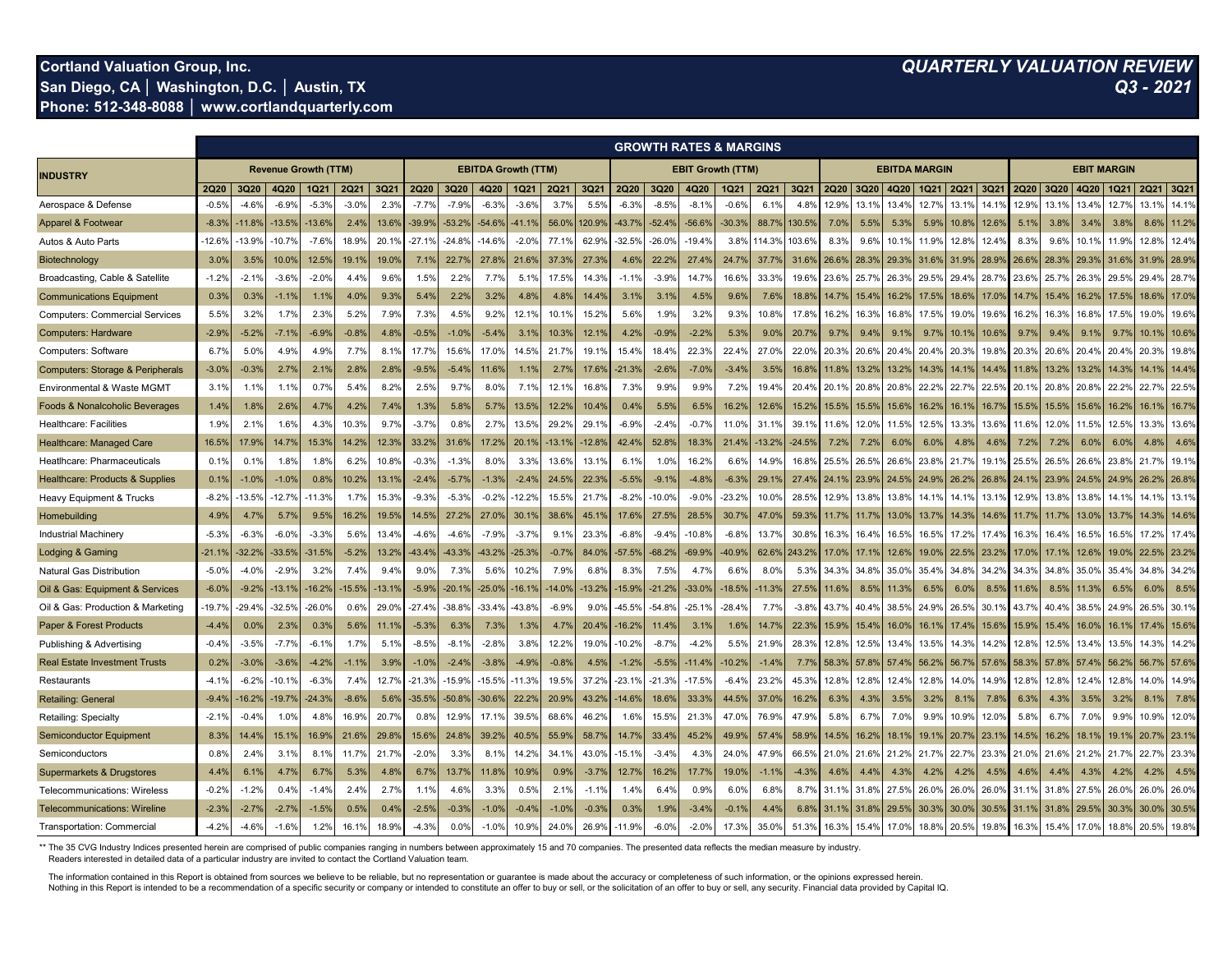**Cortland Valuation Group, Inc.**
**San Diego, CA │ Washington, D.C. │ Austin, TX**
**Phone: 512-348-8088 │ www.cortlandquarterly.com**

***QUARTERLY VALUATION REVIEW***
***Q3 - 2021***

| INDUSTRY | GROWTH RATES & MARGINS | | | | | | | | | | | | | | | | | | | | | | | | | | | | | |
|---|---|---|---|---|---|---|---|---|---|---|---|---|---|---|---|---|---|---|---|---|---|---|---|---|---|---|---|---|---|---|
| | Revenue Growth (TTM) | | | | | | EBITDA Growth (TTM) | | | | | | EBIT Growth (TTM) | | | | | | EBITDA MARGIN | | | | | | EBIT MARGIN | | | | | |
| | 2Q20 | 3Q20 | 4Q20 | 1Q21 | 2Q21 | 3Q21 | 2Q20 | 3Q20 | 4Q20 | 1Q21 | 2Q21 | 3Q21 | 2Q20 | 3Q20 | 4Q20 | 1Q21 | 2Q21 | 3Q21 | 2Q20 | 3Q20 | 4Q20 | 1Q21 | 2Q21 | 3Q21 | 2Q20 | 3Q20 | 4Q20 | 1Q21 | 2Q21 | 3Q21 |
| Aerospace & Defense | -0.5% | -4.6% | -6.9% | -5.3% | -3.0% | 2.3% | -7.7% | -7.9% | -6.3% | -3.6% | 3.7% | 5.5% | -6.3% | -8.5% | -8.1% | -0.6% | 6.1% | 4.8% | 12.9% | 13.1% | 13.4% | 12.7% | 13.1% | 14.1% | 12.9% | 13.1% | 13.4% | 12.7% | 13.1% | 14.1% |
| Apparel & Footwear | -8.3% | -11.8% | -13.5% | -13.6% | 2.4% | 13.6% | -39.9% | -53.2% | -54.6% | -41.1% | 56.0% | 120.9% | -43.7% | -52.4% | -56.6% | -30.3% | 88.7% | 130.5% | 7.0% | 5.5% | 5.3% | 5.9% | 10.8% | 12.6% | 5.1% | 3.8% | 3.4% | 3.8% | 8.6% | 11.2% |
| Autos & Auto Parts | -12.6% | -13.9% | -10.7% | -7.6% | 18.9% | 20.1% | -27.1% | -24.8% | -14.6% | -2.0% | 77.1% | 62.9% | -32.5% | -26.0% | -19.4% | 3.8% | 114.3% | 103.6% | 8.3% | 9.6% | 10.1% | 11.9% | 12.8% | 12.4% | 8.3% | 9.6% | 10.1% | 11.9% | 12.8% | 12.4% |
| Biotechnology | 3.0% | 3.5% | 10.0% | 12.5% | 19.1% | 19.0% | 7.1% | 22.7% | 27.8% | 21.6% | 37.3% | 27.3% | 4.6% | 22.2% | 27.4% | 24.7% | 37.7% | 31.6% | 26.6% | 28.3% | 29.3% | 31.6% | 31.9% | 28.9% | 26.6% | 28.3% | 29.3% | 31.6% | 31.9% | 28.9% |
| Broadcasting, Cable & Satellite | -1.2% | -2.1% | -3.6% | -2.0% | 4.4% | 9.6% | 1.5% | 2.2% | 7.7% | 5.1% | 17.5% | 14.3% | -1.1% | -3.9% | 14.7% | 16.6% | 33.3% | 19.6% | 23.6% | 25.7% | 26.3% | 29.5% | 29.4% | 28.7% | 23.6% | 25.7% | 26.3% | 29.5% | 29.4% | 28.7% |
| Communications Equipment | 0.3% | 0.3% | -1.1% | 1.1% | 4.0% | 9.3% | 5.4% | 2.2% | 3.2% | 4.8% | 4.8% | 14.4% | 3.1% | 3.1% | 4.5% | 9.6% | 7.6% | 18.8% | 14.7% | 15.4% | 16.2% | 17.5% | 18.6% | 17.0% | 14.7% | 15.4% | 16.2% | 17.5% | 18.6% | 17.0% |
| Computers: Commercial Services | 5.5% | 3.2% | 1.7% | 2.3% | 5.2% | 7.9% | 7.3% | 4.5% | 9.2% | 12.1% | 10.1% | 15.2% | 5.6% | 1.9% | 3.2% | 9.3% | 10.8% | 17.8% | 16.2% | 16.3% | 16.8% | 17.5% | 19.0% | 19.6% | 16.2% | 16.3% | 16.8% | 17.5% | 19.0% | 19.6% |
| Computers: Hardware | -2.9% | -5.2% | -7.1% | -6.9% | -0.8% | 4.8% | -0.5% | -1.0% | -5.4% | 3.1% | 10.3% | 12.1% | 4.2% | -0.9% | -2.2% | 5.3% | 9.0% | 20.7% | 9.7% | 9.4% | 9.1% | 9.7% | 10.1% | 10.6% | 9.7% | 9.4% | 9.1% | 9.7% | 10.1% | 10.6% |
| Computers: Software | 6.7% | 5.0% | 4.9% | 4.9% | 7.7% | 8.1% | 17.7% | 15.6% | 17.0% | 14.5% | 21.7% | 19.1% | 15.4% | 18.4% | 22.3% | 22.4% | 27.0% | 22.0% | 20.3% | 20.6% | 20.4% | 20.4% | 20.3% | 19.8% | 20.3% | 20.6% | 20.4% | 20.4% | 20.3% | 19.8% |
| Computers: Storage & Peripherals | -3.0% | -0.3% | 2.7% | 2.1% | 2.8% | 2.8% | -9.5% | -5.4% | 11.6% | 1.1% | 2.7% | 17.6% | -21.3% | -2.6% | -7.0% | -3.4% | 3.5% | 16.8% | 11.8% | 13.2% | 13.2% | 14.3% | 14.1% | 14.4% | 11.8% | 13.2% | 13.2% | 14.3% | 14.1% | 14.4% |
| Environmental & Waste MGMT | 3.1% | 1.1% | 1.1% | 0.7% | 5.4% | 8.2% | 2.5% | 9.7% | 8.0% | 7.1% | 12.1% | 16.8% | 7.3% | 9.9% | 9.9% | 7.2% | 19.4% | 20.4% | 20.1% | 20.8% | 20.8% | 22.2% | 22.7% | 22.5% | 20.1% | 20.8% | 20.8% | 22.2% | 22.7% | 22.5% |
| Foods & Nonalcoholic Beverages | 1.4% | 1.8% | 2.6% | 4.7% | 4.2% | 7.4% | 1.3% | 5.8% | 5.7% | 13.5% | 12.2% | 10.4% | 0.4% | 5.5% | 6.5% | 16.2% | 12.6% | 15.2% | 15.5% | 15.5% | 15.6% | 16.2% | 16.1% | 16.7% | 15.5% | 15.5% | 15.6% | 16.2% | 16.1% | 16.7% |
| Healthcare: Facilities | 1.9% | 2.1% | 1.6% | 4.3% | 10.3% | 9.7% | -3.7% | 0.8% | 2.7% | 13.5% | 29.2% | 29.1% | -6.9% | -2.4% | -0.7% | 11.0% | 31.1% | 39.1% | 11.6% | 12.0% | 11.5% | 12.5% | 13.3% | 13.6% | 11.6% | 12.0% | 11.5% | 12.5% | 13.3% | 13.6% |
| Healthcare: Managed Care | 16.5% | 17.9% | 14.7% | 15.3% | 14.2% | 12.3% | 33.2% | 31.6% | 17.2% | 20.1% | -13.1% | -12.8% | 42.4% | 52.8% | 18.3% | 21.4% | -13.2% | -24.5% | 7.2% | 7.2% | 6.0% | 6.0% | 4.8% | 4.6% | 7.2% | 7.2% | 6.0% | 6.0% | 4.8% | 4.6% |
| Heatlhcare: Pharmaceuticals | 0.1% | 0.1% | 1.8% | 1.8% | 6.2% | 10.8% | -0.3% | -1.3% | 8.0% | 3.3% | 13.6% | 13.1% | 6.1% | 1.0% | 16.2% | 6.6% | 14.9% | 16.8% | 25.5% | 26.5% | 26.6% | 23.8% | 21.7% | 19.1% | 25.5% | 26.5% | 26.6% | 23.8% | 21.7% | 19.1% |
| Healthcare: Products & Supplies | 0.1% | -1.0% | -1.0% | 0.8% | 10.2% | 13.1% | -2.4% | -5.7% | -1.3% | -2.4% | 24.5% | 22.3% | -5.5% | -9.1% | -4.8% | -6.3% | 29.1% | 27.4% | 24.1% | 23.9% | 24.5% | 24.9% | 26.2% | 26.8% | 24.1% | 23.9% | 24.5% | 24.9% | 26.2% | 26.8% |
| Heavy Equipment & Trucks | -8.2% | -13.5% | -12.7% | -11.3% | 1.7% | 15.3% | -9.3% | -5.3% | -0.2% | -12.2% | 15.5% | 21.7% | -8.2% | -10.0% | -9.0% | -23.2% | 10.0% | 28.5% | 12.9% | 13.8% | 13.8% | 14.1% | 14.1% | 13.1% | 12.9% | 13.8% | 13.8% | 14.1% | 14.1% | 13.1% |
| Homebuilding | 4.9% | 4.7% | 5.7% | 9.5% | 16.2% | 19.5% | 14.5% | 27.2% | 27.0% | 30.1% | 38.6% | 45.1% | 17.6% | 27.5% | 28.5% | 30.7% | 47.0% | 59.3% | 11.7% | 11.7% | 13.0% | 13.7% | 14.3% | 14.6% | 11.7% | 11.7% | 13.0% | 13.7% | 14.3% | 14.6% |
| Industrial Machinery | -5.3% | -6.3% | -6.0% | -3.3% | 5.6% | 13.4% | -4.6% | -4.6% | -7.9% | -3.7% | 9.1% | 23.3% | -6.8% | -9.4% | -10.8% | -6.8% | 13.7% | 30.8% | 16.3% | 16.4% | 16.5% | 16.5% | 17.2% | 17.4% | 16.3% | 16.4% | 16.5% | 16.5% | 17.2% | 17.4% |
| Lodging & Gaming | -21.1% | -32.2% | -33.5% | -31.5% | -5.2% | 13.2% | -43.4% | -43.3% | -43.2% | -25.3% | -0.7% | 84.0% | -57.5% | -68.2% | -69.9% | -40.9% | 62.6% | 243.2% | 17.0% | 17.1% | 12.6% | 19.0% | 22.5% | 23.2% | 17.0% | 17.1% | 12.6% | 19.0% | 22.5% | 23.2% |
| Natural Gas Distribution | -5.0% | -4.0% | -2.9% | 3.2% | 7.4% | 9.4% | 9.0% | 7.3% | 5.6% | 10.2% | 7.9% | 6.8% | 8.3% | 7.5% | 4.7% | 6.6% | 8.0% | 5.3% | 34.3% | 34.8% | 35.0% | 35.4% | 34.8% | 34.2% | 34.3% | 34.8% | 35.0% | 35.4% | 34.8% | 34.2% |
| Oil & Gas: Equipment & Services | -6.0% | -9.2% | -13.1% | -16.2% | -15.5% | -13.1% | -5.9% | -20.1% | -25.0% | -16.1% | -14.0% | -13.2% | -15.9% | -21.2% | -33.0% | -18.5% | -11.3% | 27.5% | 11.6% | 8.5% | 11.3% | 6.5% | 6.0% | 8.5% | 11.6% | 8.5% | 11.3% | 6.5% | 6.0% | 8.5% |
| Oil & Gas: Production & Marketing | -19.7% | -29.4% | -32.5% | -26.0% | 0.6% | 29.0% | -27.4% | -38.8% | -33.4% | -43.8% | -6.9% | 9.0% | -45.5% | -54.8% | -25.1% | -28.4% | 7.7% | -3.8% | 43.7% | 40.4% | 38.5% | 24.9% | 26.5% | 30.1% | 43.7% | 40.4% | 38.5% | 24.9% | 26.5% | 30.1% |
| Paper & Forest Products | -4.4% | 0.0% | 2.3% | 0.3% | 5.6% | 11.1% | -5.3% | 6.3% | 7.3% | 1.3% | 4.7% | 20.4% | -16.2% | 11.4% | 3.1% | 1.6% | 14.7% | 22.3% | 15.9% | 15.4% | 16.0% | 16.1% | 17.4% | 15.6% | 15.9% | 15.4% | 16.0% | 16.1% | 17.4% | 15.6% |
| Publishing & Advertising | -0.4% | -3.5% | -7.7% | -6.1% | 1.7% | 5.1% | -8.5% | -8.1% | -2.8% | 3.8% | 12.2% | 19.0% | -10.2% | -8.7% | -4.2% | 5.5% | 21.9% | 28.3% | 12.8% | 12.5% | 13.4% | 13.5% | 14.3% | 14.2% | 12.8% | 12.5% | 13.4% | 13.5% | 14.3% | 14.2% |
| Real Estate Investment Trusts | 0.2% | -3.0% | -3.6% | -4.2% | -1.1% | 3.9% | -1.0% | -2.4% | -3.8% | -4.9% | -0.8% | 4.5% | -1.2% | -5.5% | -11.4% | -10.2% | -1.4% | 7.7% | 58.3% | 57.8% | 57.4% | 56.2% | 56.7% | 57.6% | 58.3% | 57.8% | 57.4% | 56.2% | 56.7% | 57.6% |
| Restaurants | -4.1% | -6.2% | -10.1% | -6.3% | 7.4% | 12.7% | -21.3% | -15.9% | -15.5% | -11.3% | 19.5% | 37.2% | -23.1% | -21.3% | -17.5% | -6.4% | 23.2% | 45.3% | 12.8% | 12.8% | 12.4% | 12.8% | 14.0% | 14.9% | 12.8% | 12.8% | 12.4% | 12.8% | 14.0% | 14.9% |
| Retailing: General | -9.4% | -16.2% | -19.7% | -24.3% | -8.6% | 5.6% | -35.5% | -50.8% | -30.6% | 22.2% | 20.9% | 43.2% | -14.6% | 18.6% | 33.3% | 44.5% | 37.0% | 16.2% | 6.3% | 4.3% | 3.5% | 3.2% | 8.1% | 7.8% | 6.3% | 4.3% | 3.5% | 3.2% | 8.1% | 7.8% |
| Retailing: Specialty | -2.1% | -0.4% | 1.0% | 4.8% | 16.9% | 20.7% | 0.8% | 12.9% | 17.1% | 39.5% | 68.6% | 46.2% | 1.6% | 15.5% | 21.3% | 47.0% | 76.9% | 47.9% | 5.8% | 6.7% | 7.0% | 9.9% | 10.9% | 12.0% | 5.8% | 6.7% | 7.0% | 9.9% | 10.9% | 12.0% |
| Semiconductor Equipment | 8.3% | 14.4% | 15.1% | 16.9% | 21.6% | 29.8% | 15.6% | 24.8% | 39.2% | 40.5% | 55.9% | 58.7% | 14.7% | 33.4% | 45.2% | 49.9% | 57.4% | 58.9% | 14.5% | 16.2% | 18.1% | 19.1% | 20.7% | 23.1% | 14.5% | 16.2% | 18.1% | 19.1% | 20.7% | 23.1% |
| Semiconductors | 0.8% | 2.4% | 3.1% | 8.1% | 11.7% | 21.7% | -2.0% | 3.3% | 8.1% | 14.2% | 34.1% | 43.0% | -15.1% | -3.4% | 4.3% | 24.0% | 47.9% | 66.5% | 21.0% | 21.6% | 21.2% | 21.7% | 22.7% | 23.3% | 21.0% | 21.6% | 21.2% | 21.7% | 22.7% | 23.3% |
| Supermarkets & Drugstores | 4.4% | 6.1% | 4.7% | 6.7% | 5.3% | 4.8% | 6.7% | 13.7% | 11.8% | 10.9% | 0.9% | -3.7% | 12.7% | 16.2% | 17.7% | 19.0% | -1.1% | -4.3% | 4.6% | 4.4% | 4.3% | 4.2% | 4.2% | 4.5% | 4.6% | 4.4% | 4.3% | 4.2% | 4.2% | 4.5% |
| Telecommunications: Wireless | -0.2% | -1.2% | 0.4% | -1.4% | 2.4% | 2.7% | 1.1% | 4.6% | 3.3% | 0.5% | 2.1% | -1.1% | 1.4% | 6.4% | 0.9% | 6.0% | 6.8% | 8.7% | 31.1% | 31.8% | 27.5% | 26.0% | 26.0% | 26.0% | 31.1% | 31.8% | 27.5% | 26.0% | 26.0% | 26.0% |
| Telecommunications: Wireline | -2.3% | -2.7% | -2.7% | -1.5% | 0.5% | 0.4% | -2.5% | -0.3% | -1.0% | -0.4% | -1.0% | -0.3% | 0.3% | 1.9% | -3.4% | -0.1% | 4.4% | 6.8% | 31.1% | 31.8% | 29.5% | 30.3% | 30.0% | 30.5% | 31.1% | 31.8% | 29.5% | 30.3% | 30.0% | 30.5% |
| Transportation: Commercial | -4.2% | -4.6% | -1.6% | 1.2% | 16.1% | 18.9% | -4.3% | 0.0% | -1.0% | 10.9% | 24.0% | 26.9% | -11.9% | -6.0% | -2.0% | 17.3% | 35.0% | 51.3% | 16.3% | 15.4% | 17.0% | 18.8% | 20.5% | 19.8% | 16.3% | 15.4% | 17.0% | 18.8% | 20.5% | 19.8% |

** The 35 CVG Industry Indices presented herein are comprised of public companies ranging in numbers between approximately 15 and 70 companies. The presented data reflects the median measure by industry.
Readers interested in detailed data of a particular industry are invited to contact the Cortland Valuation team.

The information contained in this Report is obtained from sources we believe to be reliable, but no representation or guarantee is made about the accuracy or completeness of such information, or the opinions expressed herein.
Nothing in this Report is intended to be a recommendation of a specific security or company or intended to constitute an offer to buy or sell, or the solicitation of an offer to buy or sell, any security. Financial data provided by Capital IQ.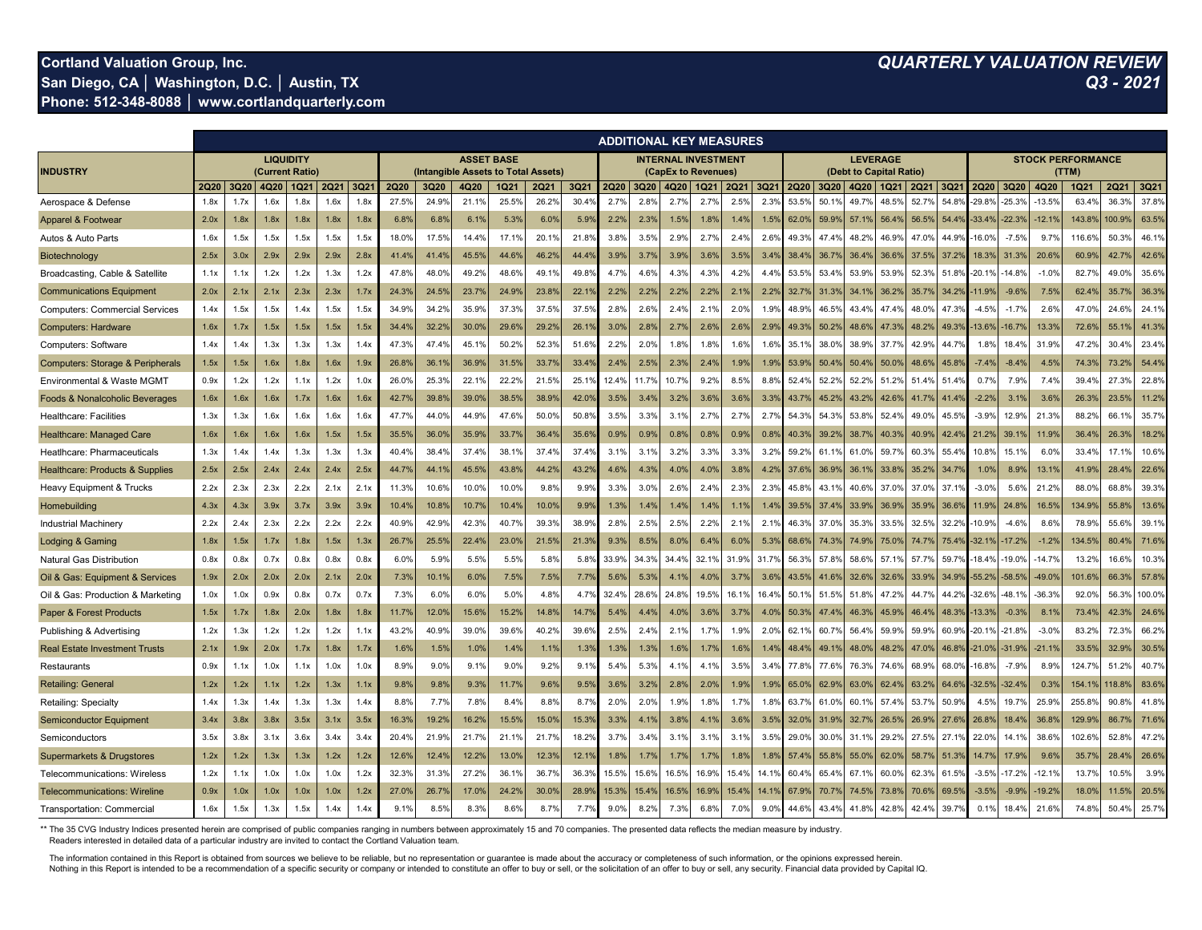**Cortland Valuation Group, Inc.**
**San Diego, CA │ Washington, D.C. │ Austin, TX**
**Phone: 512-348-8088 │ www.cortlandquarterly.com**

***QUARTERLY VALUATION REVIEW***
***Q3 - 2021***

## ADDITIONAL KEY MEASURES

| INDUSTRY | LIQUIDITY (Current Ratio) | | | | | | ASSET BASE (Intangible Assets to Total Assets) | | | | | | INTERNAL INVESTMENT (CapEx to Revenues) | | | | | | LEVERAGE (Debt to Capital Ratio) | | | | | | STOCK PERFORMANCE (TTM) | | | | | |
|---|---|---|---|---|---|---|---|---|---|---|---|---|---|---|---|---|---|---|---|---|---|---|---|---|---|---|---|---|---|---|
| | 2Q20 | 3Q20 | 4Q20 | 1Q21 | 2Q21 | 3Q21 | 2Q20 | 3Q20 | 4Q20 | 1Q21 | 2Q21 | 3Q21 | 2Q20 | 3Q20 | 4Q20 | 1Q21 | 2Q21 | 3Q21 | 2Q20 | 3Q20 | 4Q20 | 1Q21 | 2Q21 | 3Q21 | 2Q20 | 3Q20 | 4Q20 | 1Q21 | 2Q21 | 3Q21 |
| Aerospace & Defense | 1.8x | 1.7x | 1.6x | 1.8x | 1.6x | 1.8x | 27.5% | 24.9% | 21.1% | 25.5% | 26.2% | 30.4% | 2.7% | 2.8% | 2.7% | 2.7% | 2.5% | 2.3% | 53.5% | 50.1% | 49.7% | 48.5% | 52.7% | 54.8% | -29.8% | -25.3% | -13.5% | 63.4% | 36.3% | 37.8% |
| Apparel & Footwear | 2.0x | 1.8x | 1.8x | 1.8x | 1.8x | 1.8x | 6.8% | 6.8% | 6.1% | 5.3% | 6.0% | 5.9% | 2.2% | 2.3% | 1.5% | 1.8% | 1.4% | 1.5% | 62.0% | 59.9% | 57.1% | 56.4% | 56.5% | 54.4% | -33.4% | -22.3% | -12.1% | 143.8% | 100.9% | 63.5% |
| Autos & Auto Parts | 1.6x | 1.5x | 1.5x | 1.5x | 1.5x | 1.5x | 18.0% | 17.5% | 14.4% | 17.1% | 20.1% | 21.8% | 3.8% | 3.5% | 2.9% | 2.7% | 2.4% | 2.6% | 49.3% | 47.4% | 48.2% | 46.9% | 47.0% | 44.9% | -16.0% | -7.5% | 9.7% | 116.6% | 50.3% | 46.1% |
| Biotechnology | 2.5x | 3.0x | 2.9x | 2.9x | 2.9x | 2.8x | 41.4% | 41.4% | 45.5% | 44.6% | 46.2% | 44.4% | 3.9% | 3.7% | 3.9% | 3.6% | 3.5% | 3.4% | 38.4% | 36.7% | 36.4% | 36.6% | 37.5% | 37.2% | 18.3% | 31.3% | 20.6% | 60.9% | 42.7% | 42.6% |
| Broadcasting, Cable & Satellite | 1.1x | 1.1x | 1.2x | 1.2x | 1.3x | 1.2x | 47.8% | 48.0% | 49.2% | 48.6% | 49.1% | 49.8% | 4.7% | 4.6% | 4.3% | 4.3% | 4.2% | 4.4% | 53.5% | 53.4% | 53.9% | 53.9% | 52.3% | 51.8% | -20.1% | -14.8% | -1.0% | 82.7% | 49.0% | 35.6% |
| Communications Equipment | 2.0x | 2.1x | 2.1x | 2.3x | 2.3x | 1.7x | 24.3% | 24.5% | 23.7% | 24.9% | 23.8% | 22.1% | 2.2% | 2.2% | 2.2% | 2.2% | 2.1% | 2.2% | 32.7% | 31.3% | 34.1% | 36.2% | 35.7% | 34.2% | -11.9% | -9.6% | 7.5% | 62.4% | 35.7% | 36.3% |
| Computers: Commercial Services | 1.4x | 1.5x | 1.5x | 1.4x | 1.5x | 1.5x | 34.9% | 34.2% | 35.9% | 37.3% | 37.5% | 37.5% | 2.8% | 2.6% | 2.4% | 2.1% | 2.0% | 1.9% | 48.9% | 46.5% | 43.4% | 47.4% | 48.0% | 47.3% | -4.5% | -1.7% | 2.6% | 47.0% | 24.6% | 24.1% |
| Computers: Hardware | 1.6x | 1.7x | 1.5x | 1.5x | 1.5x | 1.5x | 34.4% | 32.2% | 30.0% | 29.6% | 29.2% | 26.1% | 3.0% | 2.8% | 2.7% | 2.6% | 2.6% | 2.9% | 49.3% | 50.2% | 48.6% | 47.3% | 48.2% | 49.3% | -13.6% | -16.7% | 13.3% | 72.6% | 55.1% | 41.3% |
| Computers: Software | 1.4x | 1.4x | 1.3x | 1.3x | 1.3x | 1.4x | 47.3% | 47.4% | 45.1% | 50.2% | 52.3% | 51.6% | 2.2% | 2.0% | 1.8% | 1.8% | 1.6% | 1.6% | 35.1% | 38.0% | 38.9% | 37.7% | 42.9% | 44.7% | 1.8% | 18.4% | 31.9% | 47.2% | 30.4% | 23.4% |
| Computers: Storage & Peripherals | 1.5x | 1.5x | 1.6x | 1.8x | 1.6x | 1.9x | 26.8% | 36.1% | 36.9% | 31.5% | 33.7% | 33.4% | 2.4% | 2.5% | 2.3% | 2.4% | 1.9% | 1.9% | 53.9% | 50.4% | 50.4% | 50.0% | 48.6% | 45.8% | -7.4% | -8.4% | 4.5% | 74.3% | 73.2% | 54.4% |
| Environmental & Waste MGMT | 0.9x | 1.2x | 1.2x | 1.1x | 1.2x | 1.0x | 26.0% | 25.3% | 22.1% | 22.2% | 21.5% | 25.1% | 12.4% | 11.7% | 10.7% | 9.2% | 8.5% | 8.8% | 52.4% | 52.2% | 52.2% | 51.2% | 51.4% | 51.4% | 0.7% | 7.9% | 7.4% | 39.4% | 27.3% | 22.8% |
| Foods & Nonalcoholic Beverages | 1.6x | 1.6x | 1.6x | 1.7x | 1.6x | 1.6x | 42.7% | 39.8% | 39.0% | 38.5% | 38.9% | 42.0% | 3.5% | 3.4% | 3.2% | 3.6% | 3.6% | 3.3% | 43.7% | 45.2% | 43.2% | 42.6% | 41.7% | 41.4% | -2.2% | 3.1% | 3.6% | 26.3% | 23.5% | 11.2% |
| Healthcare: Facilities | 1.3x | 1.3x | 1.6x | 1.6x | 1.6x | 1.6x | 47.7% | 44.0% | 44.9% | 47.6% | 50.0% | 50.8% | 3.5% | 3.3% | 3.1% | 2.7% | 2.7% | 2.7% | 54.3% | 54.3% | 53.8% | 52.4% | 49.0% | 45.5% | -3.9% | 12.9% | 21.3% | 88.2% | 66.1% | 35.7% |
| Healthcare: Managed Care | 1.6x | 1.6x | 1.6x | 1.6x | 1.5x | 1.5x | 35.5% | 36.0% | 35.9% | 33.7% | 36.4% | 35.6% | 0.9% | 0.9% | 0.8% | 0.8% | 0.9% | 0.8% | 40.3% | 39.2% | 38.7% | 40.3% | 40.9% | 42.4% | 21.2% | 39.1% | 11.9% | 36.4% | 26.3% | 18.2% |
| Heatlhcare: Pharmaceuticals | 1.3x | 1.4x | 1.4x | 1.3x | 1.3x | 1.3x | 40.4% | 38.4% | 37.4% | 38.1% | 37.4% | 37.4% | 3.1% | 3.1% | 3.2% | 3.3% | 3.3% | 3.2% | 59.2% | 61.1% | 61.0% | 59.7% | 60.3% | 55.4% | 10.8% | 15.1% | 6.0% | 33.4% | 17.1% | 10.6% |
| Healthcare: Products & Supplies | 2.5x | 2.5x | 2.4x | 2.4x | 2.4x | 2.5x | 44.7% | 44.1% | 45.5% | 43.8% | 44.2% | 43.2% | 4.6% | 4.3% | 4.0% | 4.0% | 3.8% | 4.2% | 37.6% | 36.9% | 36.1% | 33.8% | 35.2% | 34.7% | 1.0% | 8.9% | 13.1% | 41.9% | 28.4% | 22.6% |
| Heavy Equipment & Trucks | 2.2x | 2.3x | 2.3x | 2.2x | 2.1x | 2.1x | 11.3% | 10.6% | 10.0% | 10.0% | 9.8% | 9.9% | 3.3% | 3.0% | 2.6% | 2.4% | 2.3% | 2.3% | 45.8% | 43.1% | 40.6% | 37.0% | 37.0% | 37.1% | -3.0% | 5.6% | 21.2% | 88.0% | 68.8% | 39.3% |
| Homebuilding | 4.3x | 4.3x | 3.9x | 3.7x | 3.9x | 3.9x | 10.4% | 10.8% | 10.7% | 10.4% | 10.0% | 9.9% | 1.3% | 1.4% | 1.4% | 1.4% | 1.1% | 1.4% | 39.5% | 37.4% | 33.9% | 36.9% | 35.9% | 36.6% | 11.9% | 24.8% | 16.5% | 134.9% | 55.8% | 13.6% |
| Industrial Machinery | 2.2x | 2.4x | 2.3x | 2.2x | 2.2x | 2.2x | 40.9% | 42.9% | 42.3% | 40.7% | 39.3% | 38.9% | 2.8% | 2.5% | 2.5% | 2.2% | 2.1% | 2.1% | 46.3% | 37.0% | 35.3% | 33.5% | 32.5% | 32.2% | -10.9% | -4.6% | 8.6% | 78.9% | 55.6% | 39.1% |
| Lodging & Gaming | 1.8x | 1.5x | 1.7x | 1.8x | 1.5x | 1.3x | 26.7% | 25.5% | 22.4% | 23.0% | 21.5% | 21.3% | 9.3% | 8.5% | 8.0% | 6.4% | 6.0% | 5.3% | 68.6% | 74.3% | 74.9% | 75.0% | 74.7% | 75.4% | -32.1% | -17.2% | -1.2% | 134.5% | 80.4% | 71.6% |
| Natural Gas Distribution | 0.8x | 0.8x | 0.7x | 0.8x | 0.8x | 0.8x | 6.0% | 5.9% | 5.5% | 5.5% | 5.8% | 5.8% | 33.9% | 34.3% | 34.4% | 32.1% | 31.9% | 31.7% | 56.3% | 57.8% | 58.6% | 57.1% | 57.7% | 59.7% | -18.4% | -19.0% | -14.7% | 13.2% | 16.6% | 10.3% |
| Oil & Gas: Equipment & Services | 1.9x | 2.0x | 2.0x | 2.0x | 2.1x | 2.0x | 7.3% | 10.1% | 6.0% | 7.5% | 7.5% | 7.7% | 5.6% | 5.3% | 4.1% | 4.0% | 3.7% | 3.6% | 43.5% | 41.6% | 32.6% | 32.6% | 33.9% | 34.9% | -55.2% | -58.5% | -49.0% | 101.6% | 66.3% | 57.8% |
| Oil & Gas: Production & Marketing | 1.0x | 1.0x | 0.9x | 0.8x | 0.7x | 0.7x | 7.3% | 6.0% | 6.0% | 5.0% | 4.8% | 4.7% | 32.4% | 28.6% | 24.8% | 19.5% | 16.1% | 16.4% | 50.1% | 51.5% | 51.8% | 47.2% | 44.7% | 44.2% | -32.6% | -48.1% | -36.3% | 92.0% | 56.3% | 100.0% |
| Paper & Forest Products | 1.5x | 1.7x | 1.8x | 2.0x | 1.8x | 1.8x | 11.7% | 12.0% | 15.6% | 15.2% | 14.8% | 14.7% | 5.4% | 4.4% | 4.0% | 3.6% | 3.7% | 4.0% | 50.3% | 47.4% | 46.3% | 45.9% | 46.4% | 48.3% | -13.3% | -0.3% | 8.1% | 73.4% | 42.3% | 24.6% |
| Publishing & Advertising | 1.2x | 1.3x | 1.2x | 1.2x | 1.2x | 1.1x | 43.2% | 40.9% | 39.0% | 39.6% | 40.2% | 39.6% | 2.5% | 2.4% | 2.1% | 1.7% | 1.9% | 2.0% | 62.1% | 60.7% | 56.4% | 59.9% | 59.9% | 60.9% | -20.1% | -21.8% | -3.0% | 83.2% | 72.3% | 66.2% |
| Real Estate Investment Trusts | 2.1x | 1.9x | 2.0x | 1.7x | 1.8x | 1.7x | 1.6% | 1.5% | 1.0% | 1.4% | 1.1% | 1.3% | 1.3% | 1.3% | 1.6% | 1.7% | 1.6% | 1.4% | 48.4% | 49.1% | 48.0% | 48.2% | 47.0% | 46.8% | -21.0% | -31.9% | -21.1% | 33.5% | 32.9% | 30.5% |
| Restaurants | 0.9x | 1.1x | 1.0x | 1.1x | 1.0x | 1.0x | 8.9% | 9.0% | 9.1% | 9.0% | 9.2% | 9.1% | 5.4% | 5.3% | 4.1% | 4.1% | 3.5% | 3.4% | 77.8% | 77.6% | 76.3% | 74.6% | 68.9% | 68.0% | -16.8% | -7.9% | 8.9% | 124.7% | 51.2% | 40.7% |
| Retailing: General | 1.2x | 1.2x | 1.1x | 1.2x | 1.3x | 1.1x | 9.8% | 9.8% | 9.3% | 11.7% | 9.6% | 9.5% | 3.6% | 3.2% | 2.8% | 2.0% | 1.9% | 1.9% | 65.0% | 62.9% | 63.0% | 62.4% | 63.2% | 64.6% | -32.5% | -32.4% | 0.3% | 154.1% | 118.8% | 83.6% |
| Retailing: Specialty | 1.4x | 1.3x | 1.4x | 1.3x | 1.3x | 1.4x | 8.8% | 7.7% | 7.8% | 8.4% | 8.8% | 8.7% | 2.0% | 2.0% | 1.9% | 1.8% | 1.7% | 1.8% | 63.7% | 61.0% | 60.1% | 57.4% | 53.7% | 50.9% | 4.5% | 19.7% | 25.9% | 255.8% | 90.8% | 41.8% |
| Semiconductor Equipment | 3.4x | 3.8x | 3.8x | 3.5x | 3.1x | 3.5x | 16.3% | 19.2% | 16.2% | 15.5% | 15.0% | 15.3% | 3.3% | 4.1% | 3.8% | 4.1% | 3.6% | 3.5% | 32.0% | 31.9% | 32.7% | 26.5% | 26.9% | 27.6% | 26.8% | 18.4% | 36.8% | 129.9% | 86.7% | 71.6% |
| Semiconductors | 3.5x | 3.8x | 3.1x | 3.6x | 3.4x | 3.4x | 20.4% | 21.9% | 21.7% | 21.1% | 21.7% | 18.2% | 3.7% | 3.4% | 3.1% | 3.1% | 3.1% | 3.5% | 29.0% | 30.0% | 31.1% | 29.2% | 27.5% | 27.1% | 22.0% | 14.1% | 38.6% | 102.6% | 52.8% | 47.2% |
| Supermarkets & Drugstores | 1.2x | 1.2x | 1.3x | 1.3x | 1.2x | 1.2x | 12.6% | 12.4% | 12.2% | 13.0% | 12.3% | 12.1% | 1.8% | 1.7% | 1.7% | 1.7% | 1.8% | 1.8% | 57.4% | 55.8% | 55.0% | 62.0% | 58.7% | 51.3% | 14.7% | 17.9% | 9.6% | 35.7% | 28.4% | 26.6% |
| Telecommunications: Wireless | 1.2x | 1.1x | 1.0x | 1.0x | 1.0x | 1.2x | 32.3% | 31.3% | 27.2% | 36.1% | 36.7% | 36.3% | 15.5% | 15.6% | 16.5% | 16.9% | 15.4% | 14.1% | 60.4% | 65.4% | 67.1% | 60.0% | 62.3% | 61.5% | -3.5% | -17.2% | -12.1% | 13.7% | 10.5% | 3.9% |
| Telecommunications: Wireline | 0.9x | 1.0x | 1.0x | 1.0x | 1.0x | 1.2x | 27.0% | 26.7% | 17.0% | 24.2% | 30.0% | 28.9% | 15.3% | 15.4% | 16.5% | 16.9% | 15.4% | 14.1% | 67.9% | 70.7% | 74.5% | 73.8% | 70.6% | 69.5% | -3.5% | -9.9% | -19.2% | 18.0% | 11.5% | 20.5% |
| Transportation: Commercial | 1.6x | 1.5x | 1.3x | 1.5x | 1.4x | 1.4x | 9.1% | 8.5% | 8.3% | 8.6% | 8.7% | 7.7% | 9.0% | 8.2% | 7.3% | 6.8% | 7.0% | 9.0% | 44.6% | 43.4% | 41.8% | 42.8% | 42.4% | 39.7% | 0.1% | 18.4% | 21.6% | 74.8% | 50.4% | 25.7% |

** The 35 CVG Industry Indices presented herein are comprised of public companies ranging in numbers between approximately 15 and 70 companies. The presented data reflects the median measure by industry.
Readers interested in detailed data of a particular industry are invited to contact the Cortland Valuation team.

The information contained in this Report is obtained from sources we believe to be reliable, but no representation or guarantee is made about the accuracy or completeness of such information, or the opinions expressed herein.
Nothing in this Report is intended to be a recommendation of a specific security or company or intended to constitute an offer to buy or sell, or the solicitation of an offer to buy or sell, any security. Financial data provided by Capital IQ.